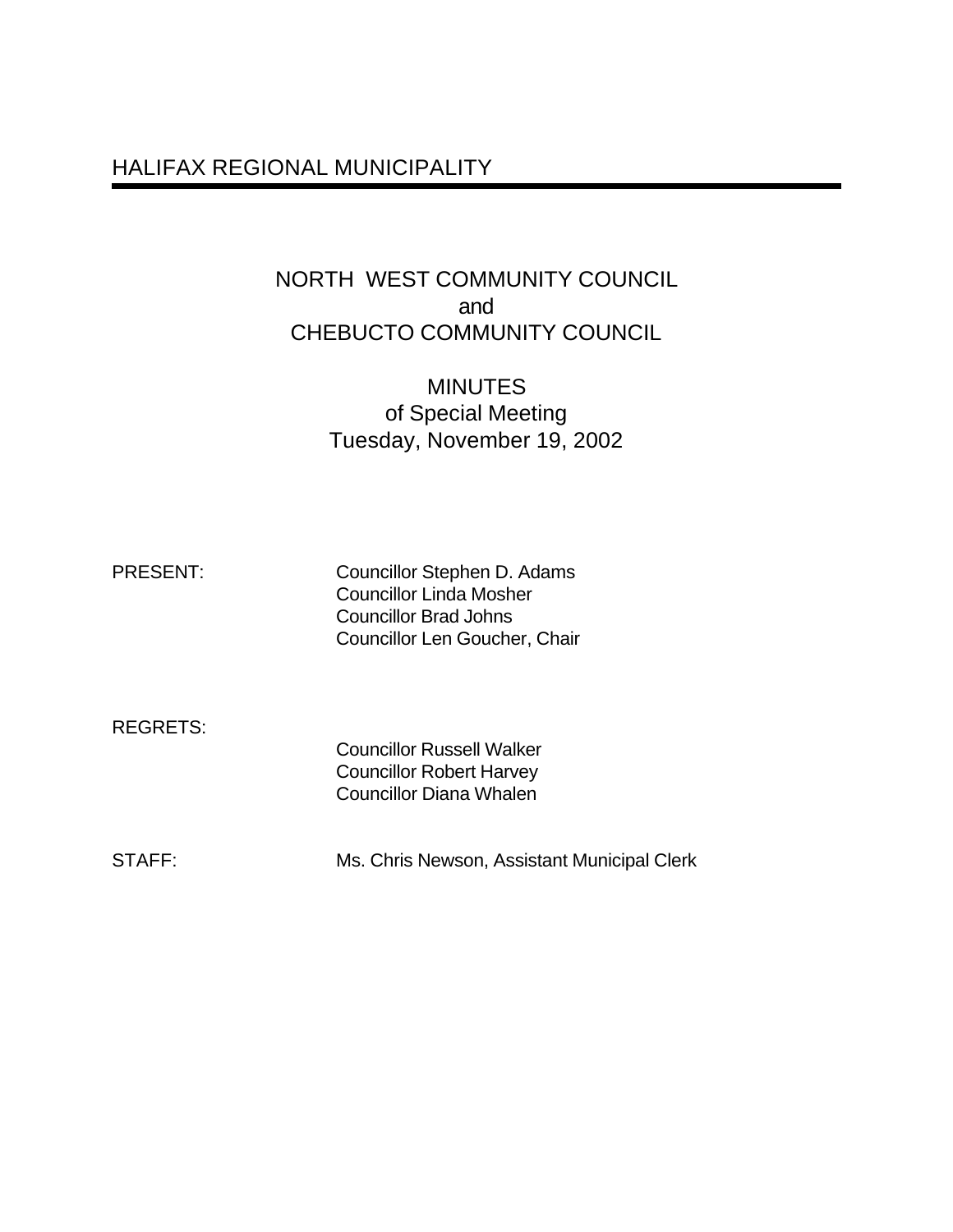# HALIFAX REGIONAL MUNICIPALITY

## NORTH WEST COMMUNITY COUNCIL
## and
## CHEBUCTO COMMUNITY COUNCIL

### MINUTES
### of Special Meeting
### Tuesday, November 19, 2002

PRESENT: Councillor Stephen D. Adams
Councillor Linda Mosher
Councillor Brad Johns
Councillor Len Goucher, Chair

REGRETS:
Councillor Russell Walker
Councillor Robert Harvey
Councillor Diana Whalen

STAFF: Ms. Chris Newson, Assistant Municipal Clerk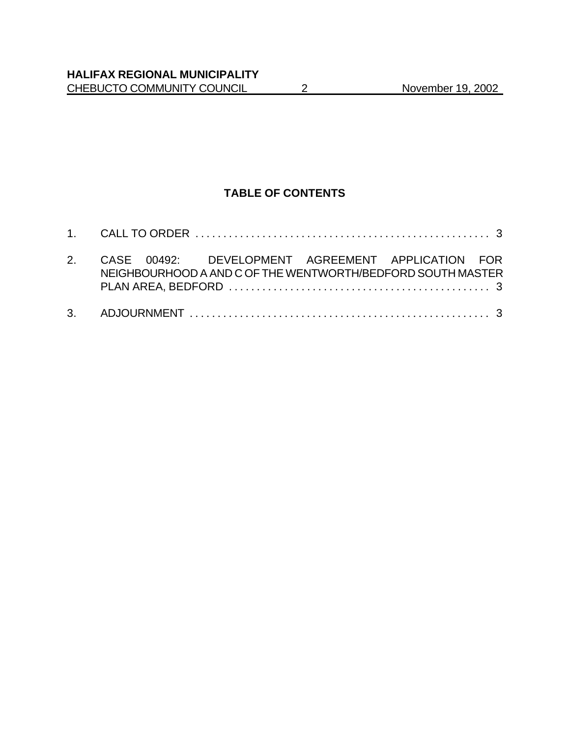## TABLE OF CONTENTS

1. CALL TO ORDER . . . . . . . . . . . . . . . . . . . . . . . . . . . . . . . . . . . . . . . . . . . . . . . . . . . . 3

2. CASE 00492: DEVELOPMENT AGREEMENT APPLICATION FOR NEIGHBOURHOOD A AND C OF THE WENTWORTH/BEDFORD SOUTH MASTER PLAN AREA, BEDFORD . . . . . . . . . . . . . . . . . . . . . . . . . . . . . . . . . . . . . . . . . . . . . . . . 3

3. ADJOURNMENT . . . . . . . . . . . . . . . . . . . . . . . . . . . . . . . . . . . . . . . . . . . . . . . . . . . . . 3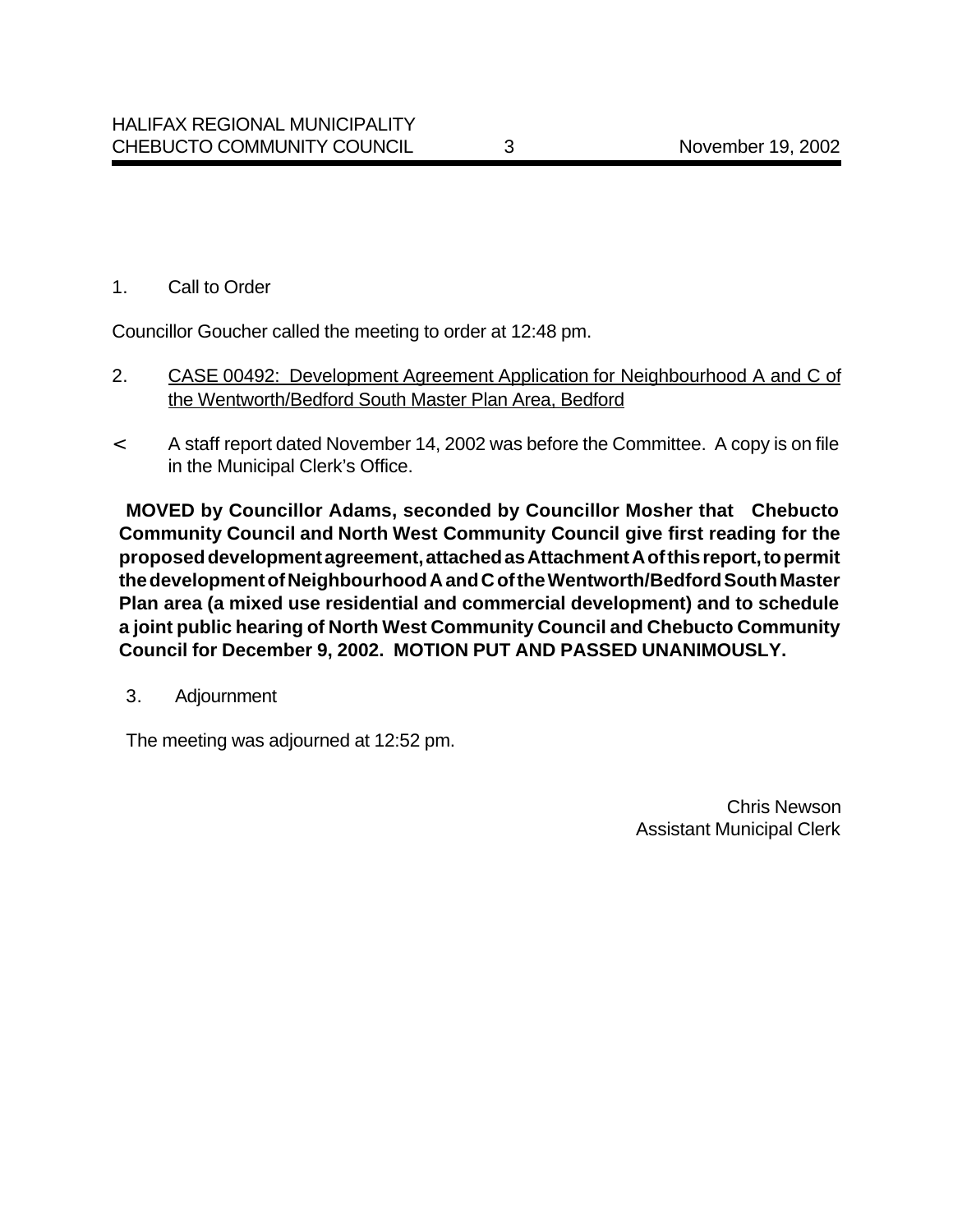1. Call to Order

Councillor Goucher called the meeting to order at 12:48 pm.

2. CASE 00492: Development Agreement Application for Neighbourhood A and C of the Wentworth/Bedford South Master Plan Area, Bedford

< A staff report dated November 14, 2002 was before the Committee. A copy is on file in the Municipal Clerk's Office.

**MOVED by Councillor Adams, seconded by Councillor Mosher that Chebucto Community Council and North West Community Council give first reading for the proposed development agreement, attached as Attachment A of this report, to permit the development of Neighbourhood A and C of the Wentworth/Bedford South Master Plan area (a mixed use residential and commercial development) and to schedule a joint public hearing of North West Community Council and Chebucto Community Council for December 9, 2002. MOTION PUT AND PASSED UNANIMOUSLY.**

3. Adjournment

The meeting was adjourned at 12:52 pm.

Chris Newson
Assistant Municipal Clerk